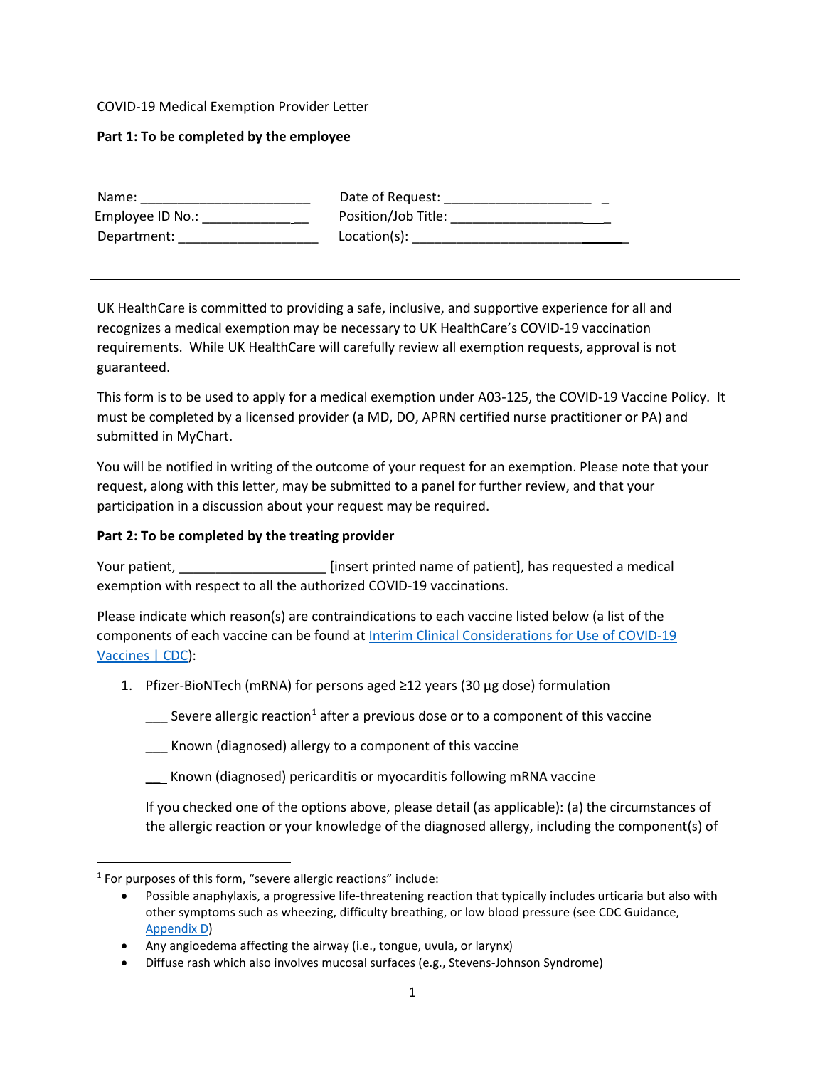COVID-19 Medical Exemption Provider Letter

**Part 1: To be completed by the employee**

| | |
|---|---|
| Name: _______________________ | Date of Request: _____________________ |
| Employee ID No.: ______________ | Position/Job Title: ____________________ |
| Department: ___________________ | Location(s): ____________________________ |

UK HealthCare is committed to providing a safe, inclusive, and supportive experience for all and recognizes a medical exemption may be necessary to UK HealthCare's COVID-19 vaccination requirements. While UK HealthCare will carefully review all exemption requests, approval is not guaranteed.

This form is to be used to apply for a medical exemption under A03-125, the COVID-19 Vaccine Policy. It must be completed by a licensed provider (a MD, DO, APRN certified nurse practitioner or PA) and submitted in MyChart.

You will be notified in writing of the outcome of your request for an exemption. Please note that your request, along with this letter, may be submitted to a panel for further review, and that your participation in a discussion about your request may be required.

**Part 2: To be completed by the treating provider**

Your patient, ____________________ [insert printed name of patient], has requested a medical exemption with respect to all the authorized COVID-19 vaccinations.

Please indicate which reason(s) are contraindications to each vaccine listed below (a list of the components of each vaccine can be found at Interim Clinical Considerations for Use of COVID-19 Vaccines | CDC):

1. Pfizer-BioNTech (mRNA) for persons aged ≥12 years (30 µg dose) formulation

   ___ Severe allergic reaction[1] after a previous dose or to a component of this vaccine

   ___ Known (diagnosed) allergy to a component of this vaccine

   ___ Known (diagnosed) pericarditis or myocarditis following mRNA vaccine

   If you checked one of the options above, please detail (as applicable): (a) the circumstances of the allergic reaction or your knowledge of the diagnosed allergy, including the component(s) of

---

[1] For purposes of this form, "severe allergic reactions" include:

- Possible anaphylaxis, a progressive life-threatening reaction that typically includes urticaria but also with other symptoms such as wheezing, difficulty breathing, or low blood pressure (see CDC Guidance, Appendix D)
- Any angioedema affecting the airway (i.e., tongue, uvula, or larynx)
- Diffuse rash which also involves mucosal surfaces (e.g., Stevens-Johnson Syndrome)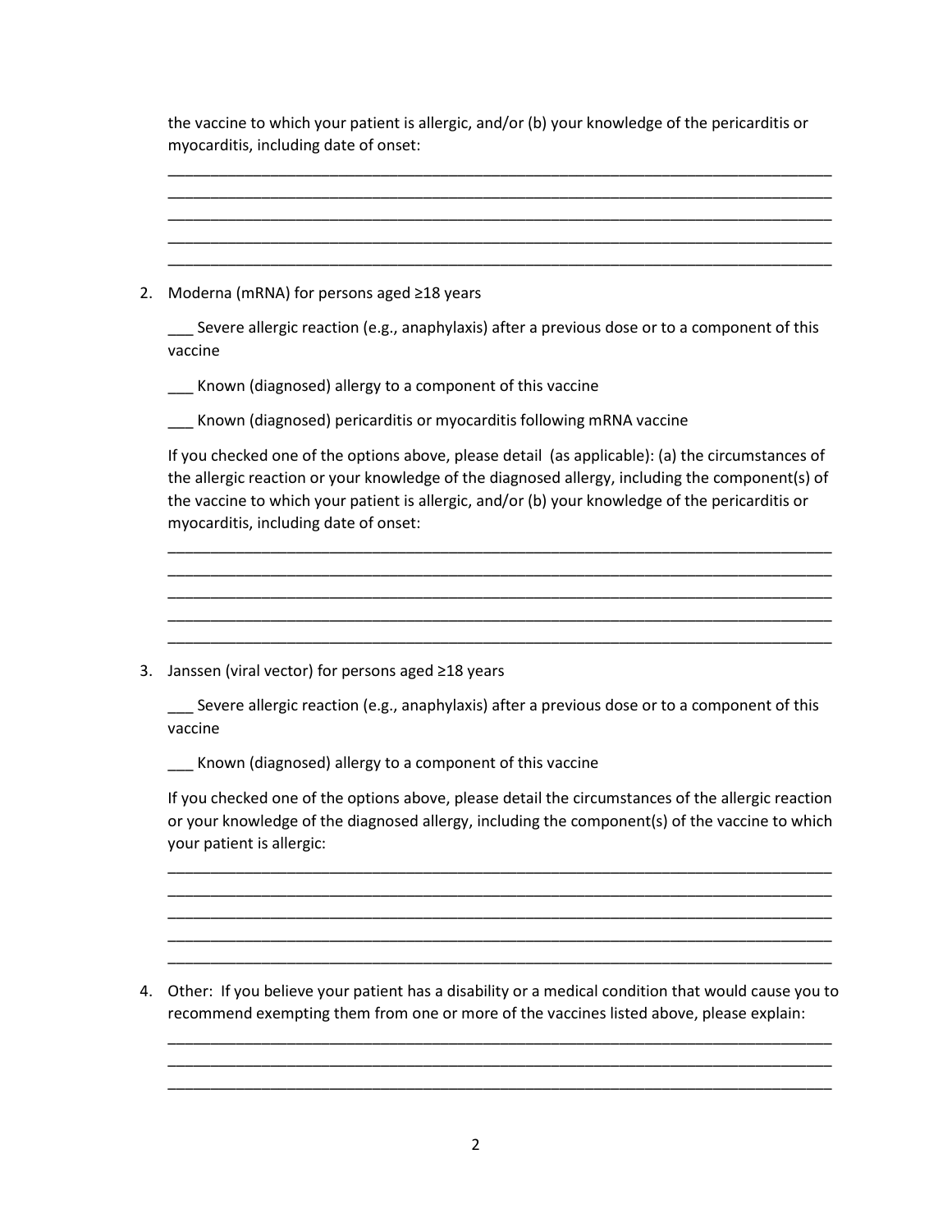the vaccine to which your patient is allergic, and/or (b) your knowledge of the pericarditis or myocarditis, including date of onset:

______________________________________________________________________________
______________________________________________________________________________
______________________________________________________________________________
______________________________________________________________________________
______________________________________________________________________________

2. Moderna (mRNA) for persons aged ≥18 years

   ___ Severe allergic reaction (e.g., anaphylaxis) after a previous dose or to a component of this vaccine

   ___ Known (diagnosed) allergy to a component of this vaccine

   ___ Known (diagnosed) pericarditis or myocarditis following mRNA vaccine

   If you checked one of the options above, please detail (as applicable): (a) the circumstances of the allergic reaction or your knowledge of the diagnosed allergy, including the component(s) of the vaccine to which your patient is allergic, and/or (b) your knowledge of the pericarditis or myocarditis, including date of onset:

   ______________________________________________________________________________
   ______________________________________________________________________________
   ______________________________________________________________________________
   ______________________________________________________________________________
   ______________________________________________________________________________

3. Janssen (viral vector) for persons aged ≥18 years

   ___ Severe allergic reaction (e.g., anaphylaxis) after a previous dose or to a component of this vaccine

   ___ Known (diagnosed) allergy to a component of this vaccine

   If you checked one of the options above, please detail the circumstances of the allergic reaction or your knowledge of the diagnosed allergy, including the component(s) of the vaccine to which your patient is allergic:

   ______________________________________________________________________________
   ______________________________________________________________________________
   ______________________________________________________________________________
   ______________________________________________________________________________
   ______________________________________________________________________________

4. Other: If you believe your patient has a disability or a medical condition that would cause you to recommend exempting them from one or more of the vaccines listed above, please explain:

   ______________________________________________________________________________
   ______________________________________________________________________________
   ______________________________________________________________________________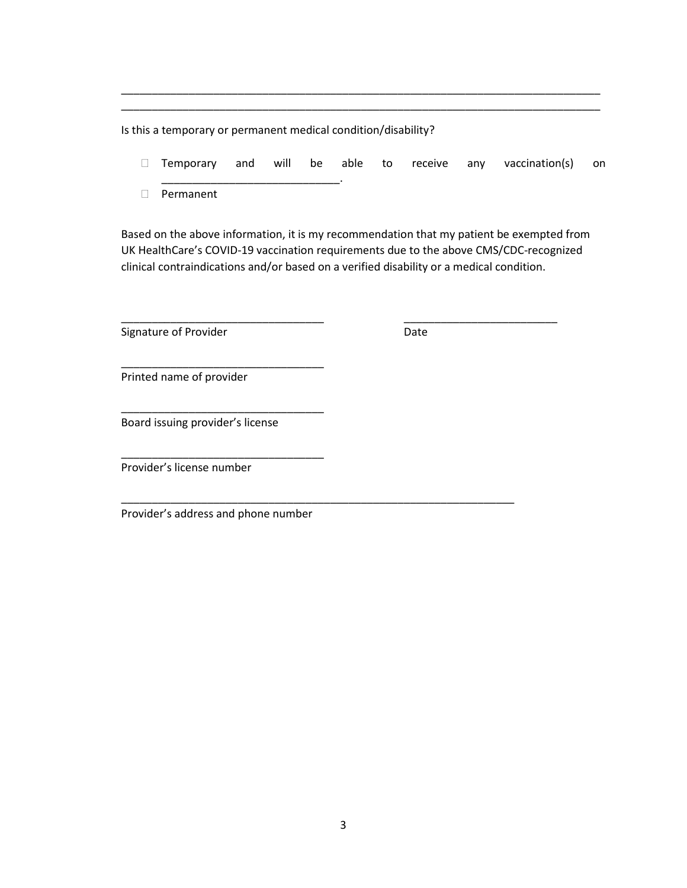______________________________________________________________________________

______________________________________________________________________________

Is this a temporary or permanent medical condition/disability?

- ☐ Temporary and will be able to receive any vaccination(s) on ____________________________.
- ☐ Permanent

Based on the above information, it is my recommendation that my patient be exempted from UK HealthCare's COVID-19 vaccination requirements due to the above CMS/CDC-recognized clinical contraindications and/or based on a verified disability or a medical condition.

_________________________________ &nbsp;&nbsp;&nbsp;&nbsp;&nbsp;&nbsp;&nbsp;&nbsp; _________________________

Signature of Provider &nbsp;&nbsp;&nbsp;&nbsp;&nbsp;&nbsp;&nbsp;&nbsp; Date

_________________________________

Printed name of provider

_________________________________

Board issuing provider's license

_________________________________

Provider's license number

_________________________________________________________________

Provider's address and phone number